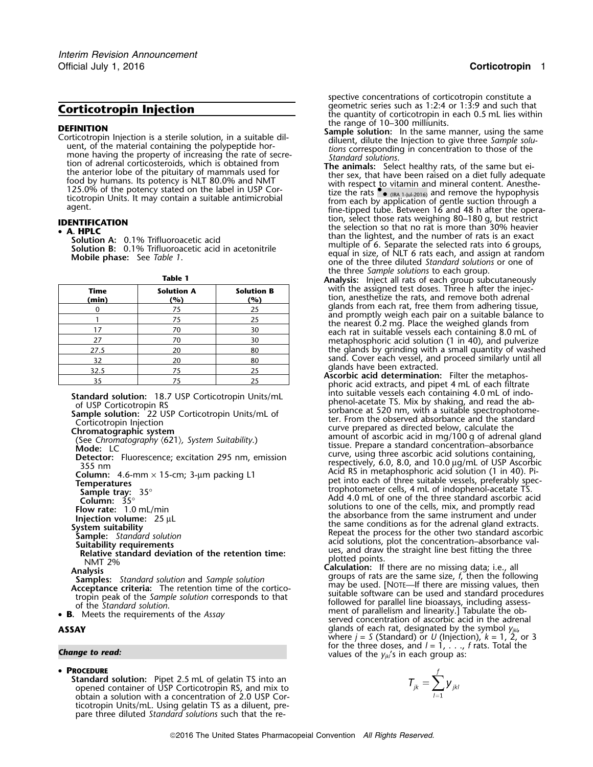# Corticotropin Injection

## DEFINITION

Corticotropin Injection is a sterile solution, in a suitable diluent, of the material containing the polypeptide hormone having the property of increasing the rate of secretion of adrenal corticosteroids, which is obtained from the anterior lobe of the pituitary of mammals used for food by humans. Its potency is NLT 80.0% and NMT 125.0% of the potency stated on the label in USP Corticotropin Units. It may contain a suitable antimicrobial agent.

## IDENTIFICATION

- **A. HPLC**

  **Solution A:** 0.1% Trifluoroacetic acid
  **Solution B:** 0.1% Trifluoroacetic acid in acetonitrile
  **Mobile phase:** See *Table 1*.

**Table 1**

| Time (min) | Solution A (%) | Solution B (%) |
|---|---|---|
| 0 | 75 | 25 |
| 1 | 75 | 25 |
| 17 | 70 | 30 |
| 27 | 70 | 30 |
| 27.5 | 20 | 80 |
| 32 | 20 | 80 |
| 32.5 | 75 | 25 |
| 35 | 75 | 25 |

  **Standard solution:** 18.7 USP Corticotropin Units/mL of USP Corticotropin RS
  **Sample solution:** 22 USP Corticotropin Units/mL of Corticotropin Injection
  **Chromatographic system**
  (See *Chromatography* ⟨621⟩, *System Suitability*.)
  **Mode:** LC
  **Detector:** Fluorescence; excitation 295 nm, emission 355 nm
  **Column:** 4.6-mm × 15-cm; 3-µm packing L1
  **Temperatures**
  **Sample tray:** 35°
  **Column:** 35°
  **Flow rate:** 1.0 mL/min
  **Injection volume:** 25 µL
  **System suitability**
  **Sample:** *Standard solution*
  **Suitability requirements**
  **Relative standard deviation of the retention time:** NMT 2%
  **Analysis**
  **Samples:** *Standard solution* and *Sample solution*
  **Acceptance criteria:** The retention time of the corticotropin peak of the *Sample solution* corresponds to that of the *Standard solution*.

- **B.** Meets the requirements of the *Assay*

## ASSAY

***Change to read:***

- **PROCEDURE**

  **Standard solution:** Pipet 2.5 mL of gelatin TS into an opened container of USP Corticotropin RS, and mix to obtain a solution with a concentration of 2.0 USP Corticotropin Units/mL. Using gelatin TS as a diluent, prepare three diluted *Standard solutions* such that the respective concentrations of corticotropin constitute a geometric series such as 1:2:4 or 1:3:9 and such that the quantity of corticotropin in each 0.5 mL lies within the range of 10–300 milliunits.

  **Sample solution:** In the same manner, using the same diluent, dilute the Injection to give three *Sample solutions* corresponding in concentration to those of the *Standard solutions*.

  **The animals:** Select healthy rats, of the same but either sex, that have been raised on a diet fully adequate with respect to vitamin and mineral content. Anesthetize the rats •● (IRA 1-Jul-2016) and remove the hypophysis from each by application of gentle suction through a fine-tipped tube. Between 16 and 48 h after the operation, select those rats weighing 80–180 g, but restrict the selection so that no rat is more than 30% heavier than the lightest, and the number of rats is an exact multiple of 6. Separate the selected rats into 6 groups, equal in size, of NLT 6 rats each, and assign at random one of the three diluted *Standard solutions* or one of the three *Sample solutions* to each group.

  **Analysis:** Inject all rats of each group subcutaneously with the assigned test doses. Three h after the injection, anesthetize the rats, and remove both adrenal glands from each rat, free them from adhering tissue, and promptly weigh each pair on a suitable balance to the nearest 0.2 mg. Place the weighed glands from each rat in suitable vessels each containing 8.0 mL of metaphosphoric acid solution (1 in 40), and pulverize the glands by grinding with a small quantity of washed sand. Cover each vessel, and proceed similarly until all glands have been extracted.

  **Ascorbic acid determination:** Filter the metaphosphoric acid extracts, and pipet 4 mL of each filtrate into suitable vessels each containing 4.0 mL of indophenol-acetate TS. Mix by shaking, and read the absorbance at 520 nm, with a suitable spectrophotometer. From the observed absorbance and the standard curve prepared as directed below, calculate the amount of ascorbic acid in mg/100 g of adrenal gland tissue. Prepare a standard concentration–absorbance curve, using three ascorbic acid solutions containing, respectively, 6.0, 8.0, and 10.0 µg/mL of USP Ascorbic Acid RS in metaphosphoric acid solution (1 in 40). Pipet into each of three suitable vessels, preferably spectrophotometer cells, 4 mL of indophenol-acetate TS. Add 4.0 mL of one of the three standard ascorbic acid solutions to one of the cells, mix, and promptly read the absorbance from the same instrument and under the same conditions as for the adrenal gland extracts. Repeat the process for the other two standard ascorbic acid solutions, plot the concentration–absorbance values, and draw the straight line best fitting the three plotted points.

  **Calculation:** If there are no missing data; i.e., all groups of rats are the same size, $f$, then the following may be used. [NOTE—If there are missing values, then suitable software can be used and standard procedures followed for parallel line bioassays, including assessment of parallelism and linearity.] Tabulate the observed concentration of ascorbic acid in the adrenal glands of each rat, designated by the symbol $y_{jkl}$, where $j$ = $S$ (Standard) or $U$ (Injection), $k$ = 1, 2, or 3 for the three doses, and $l$ = 1, . . ., $f$ rats. Total the values of the $y_{jkl}$'s in each group as:

$$T_{jk} = \sum_{l=1}^{f} y_{jkl}$$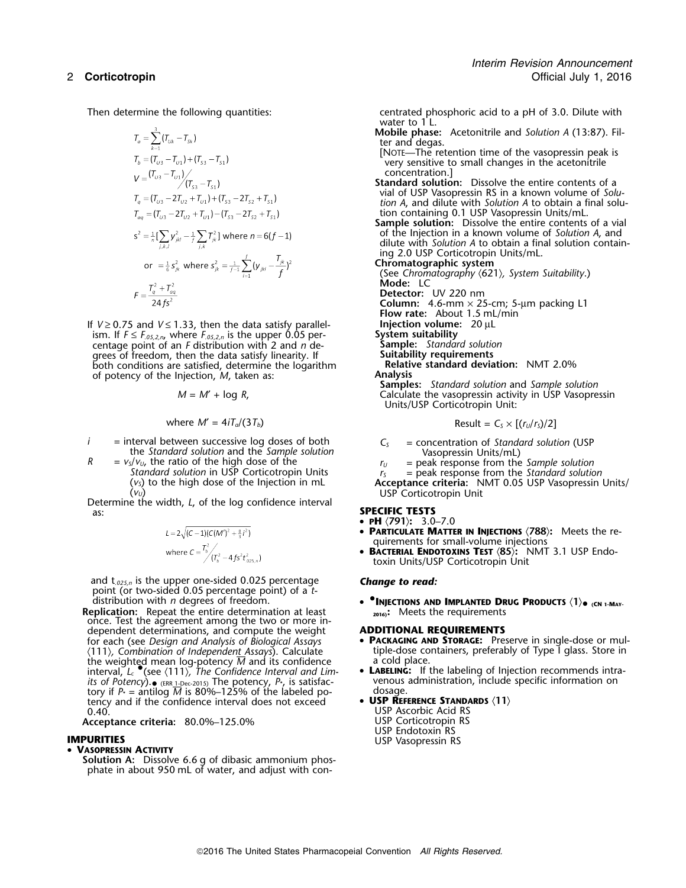Then determine the following quantities:

$$T_a = \sum_{k=1}^{3}(T_{Uk} - T_{Sk})$$

$$T_b = (T_{U3} - T_{U1}) + (T_{S3} - T_{S1})$$

$$V = (T_{U3} - T_{U1}) / (T_{S3} - T_{S1})$$

$$T_q = (T_{U3} - 2T_{U2} + T_{U1}) + (T_{S3} - 2T_{S2} + T_{S1})$$

$$T_{aq} = (T_{U3} - 2T_{U2} + T_{U1}) - (T_{S3} - 2T_{S2} + T_{S1})$$

$$s^2 = \tfrac{1}{n}[\sum_{j,k,l} y_{jkl}^2 - \tfrac{1}{f}\sum_{j,k} T_{jk}^2] \text{ where } n = 6(f-1)$$

$$\text{or } = \tfrac{1}{6} s_{jk}^2 \text{ where } s_{jk}^2 = \tfrac{1}{f-1}\sum_{l=1}^{f}(y_{jkl} - \frac{T_{jk}}{f})^2$$

$$F = \frac{T_q^2 + T_{aq}^2}{24 f s^2}$$

If $V \geq 0.75$ and $V \leq 1.33$, then the data satisfy parallelism. If $F \leq F_{.05,2,n}$, where $F_{.05,2,n}$ is the upper 0.05 percentage point of an $F$ distribution with 2 and $n$ degrees of freedom, then the data satisfy linearity. If both conditions are satisfied, determine the logarithm of potency of the Injection, $M$, taken as:

$$M = M' + \log R,$$

$$\text{where } M' = 4iT_a/(3T_b)$$

$i$ = interval between successive log doses of both the *Standard solution* and the *Sample solution*

$R$ = $v_S/v_U$, the ratio of the high dose of the *Standard solution* in USP Corticotropin Units ($v_S$) to the high dose of the Injection in mL ($v_U$)

Determine the width, $L$, of the log confidence interval as:

$$L = 2\sqrt{(C-1)(C(M')^2 + \tfrac{8}{3}i^2)}$$

$$\text{where } C = T_b^2 / (T_b^2 - 4fs^2t_{.025,n}^2)$$

and $t_{.025,n}$ is the upper one-sided 0.025 percentage point (or two-sided 0.05 percentage point) of a $t$-distribution with $n$ degrees of freedom.

**Replication:** Repeat the entire determination at least once. Test the agreement among the two or more independent determinations, and compute the weight for each (see *Design and Analysis of Biological Assays* ⟨111⟩, *Combination of Independent Assays*). Calculate the weighted mean log-potency $\overline{M}$ and its confidence interval, $L_c$ ●(see ⟨111⟩, *The Confidence Interval and Limits of Potency*).● (ERR 1-Dec-2015) The potency, $P_*$, is satisfactory if $P_*$ = antilog $\overline{M}$ is 80%–125% of the labeled potency and if the confidence interval does not exceed 0.40.

**Acceptance criteria:** 80.0%–125.0%

## IMPURITIES

- **Vasopressin Activity**

**Solution A:** Dissolve 6.6 g of dibasic ammonium phosphate in about 950 mL of water, and adjust with concentrated phosphoric acid to a pH of 3.0. Dilute with water to 1 L.

**Mobile phase:** Acetonitrile and *Solution A* (13:87). Filter and degas.

[Note—The retention time of the vasopressin peak is very sensitive to small changes in the acetonitrile concentration.]

**Standard solution:** Dissolve the entire contents of a vial of USP Vasopressin RS in a known volume of *Solution A*, and dilute with *Solution A* to obtain a final solution containing 0.1 USP Vasopressin Units/mL.

**Sample solution:** Dissolve the entire contents of a vial of the Injection in a known volume of *Solution A*, and dilute with *Solution A* to obtain a final solution containing 2.0 USP Corticotropin Units/mL.

**Chromatographic system**

(See *Chromatography* ⟨621⟩, *System Suitability*.)

**Mode:** LC

**Detector:** UV 220 nm

**Column:** 4.6-mm × 25-cm; 5-µm packing L1

**Flow rate:** About 1.5 mL/min

**Injection volume:** 20 µL

**System suitability**

**Sample:** *Standard solution*

**Suitability requirements**

**Relative standard deviation:** NMT 2.0%

**Analysis**

**Samples:** *Standard solution* and *Sample solution*

Calculate the vasopressin activity in USP Vasopressin Units/USP Corticotropin Unit:

$$\text{Result} = C_S \times [(r_U/r_S)/2]$$

$C_S$ = concentration of *Standard solution* (USP Vasopressin Units/mL)

$r_U$ = peak response from the *Sample solution*

$r_S$ = peak response from the *Standard solution*

**Acceptance criteria:** NMT 0.05 USP Vasopressin Units/USP Corticotropin Unit

## SPECIFIC TESTS

- **pH** ⟨791⟩: 3.0–7.0
- **Particulate Matter in Injections** ⟨788⟩: Meets the requirements for small-volume injections
- **Bacterial Endotoxins Test** ⟨85⟩: NMT 3.1 USP Endotoxin Units/USP Corticotropin Unit

***Change to read:***

- ●**Injections and Implanted Drug Products** ⟨1⟩● (CN 1-May-2016): Meets the requirements

## ADDITIONAL REQUIREMENTS

- **Packaging and Storage:** Preserve in single-dose or multiple-dose containers, preferably of Type I glass. Store in a cold place.
- **Labeling:** If the labeling of Injection recommends intravenous administration, include specific information on dosage.
- **USP Reference Standards** ⟨11⟩
  - USP Ascorbic Acid RS
  - USP Corticotropin RS
  - USP Endotoxin RS
  - USP Vasopressin RS